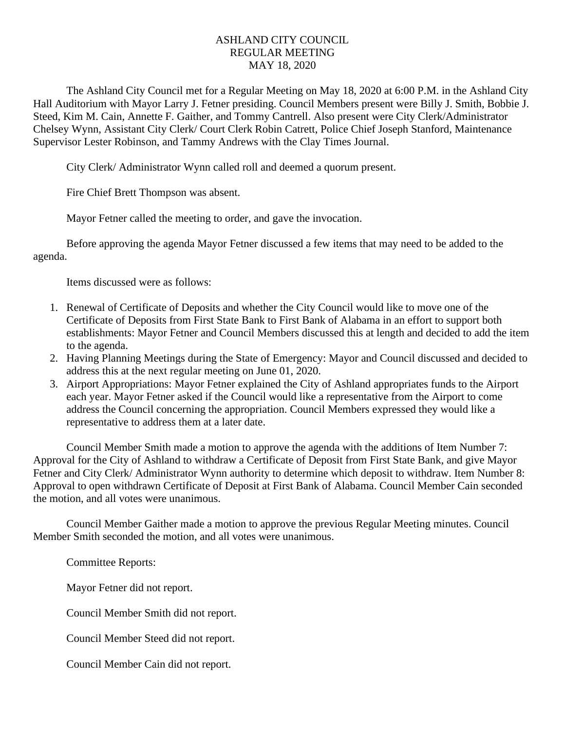# ASHLAND CITY COUNCIL
## REGULAR MEETING
## MAY 18, 2020

The Ashland City Council met for a Regular Meeting on May 18, 2020 at 6:00 P.M. in the Ashland City Hall Auditorium with Mayor Larry J. Fetner presiding. Council Members present were Billy J. Smith, Bobbie J. Steed, Kim M. Cain, Annette F. Gaither, and Tommy Cantrell. Also present were City Clerk/Administrator Chelsey Wynn, Assistant City Clerk/ Court Clerk Robin Catrett, Police Chief Joseph Stanford, Maintenance Supervisor Lester Robinson, and Tammy Andrews with the Clay Times Journal.

City Clerk/ Administrator Wynn called roll and deemed a quorum present.

Fire Chief Brett Thompson was absent.

Mayor Fetner called the meeting to order, and gave the invocation.

Before approving the agenda Mayor Fetner discussed a few items that may need to be added to the agenda.

Items discussed were as follows:

1. Renewal of Certificate of Deposits and whether the City Council would like to move one of the Certificate of Deposits from First State Bank to First Bank of Alabama in an effort to support both establishments: Mayor Fetner and Council Members discussed this at length and decided to add the item to the agenda.
2. Having Planning Meetings during the State of Emergency: Mayor and Council discussed and decided to address this at the next regular meeting on June 01, 2020.
3. Airport Appropriations: Mayor Fetner explained the City of Ashland appropriates funds to the Airport each year. Mayor Fetner asked if the Council would like a representative from the Airport to come address the Council concerning the appropriation. Council Members expressed they would like a representative to address them at a later date.

Council Member Smith made a motion to approve the agenda with the additions of Item Number 7: Approval for the City of Ashland to withdraw a Certificate of Deposit from First State Bank, and give Mayor Fetner and City Clerk/ Administrator Wynn authority to determine which deposit to withdraw. Item Number 8: Approval to open withdrawn Certificate of Deposit at First Bank of Alabama. Council Member Cain seconded the motion, and all votes were unanimous.

Council Member Gaither made a motion to approve the previous Regular Meeting minutes. Council Member Smith seconded the motion, and all votes were unanimous.

Committee Reports:

Mayor Fetner did not report.

Council Member Smith did not report.

Council Member Steed did not report.

Council Member Cain did not report.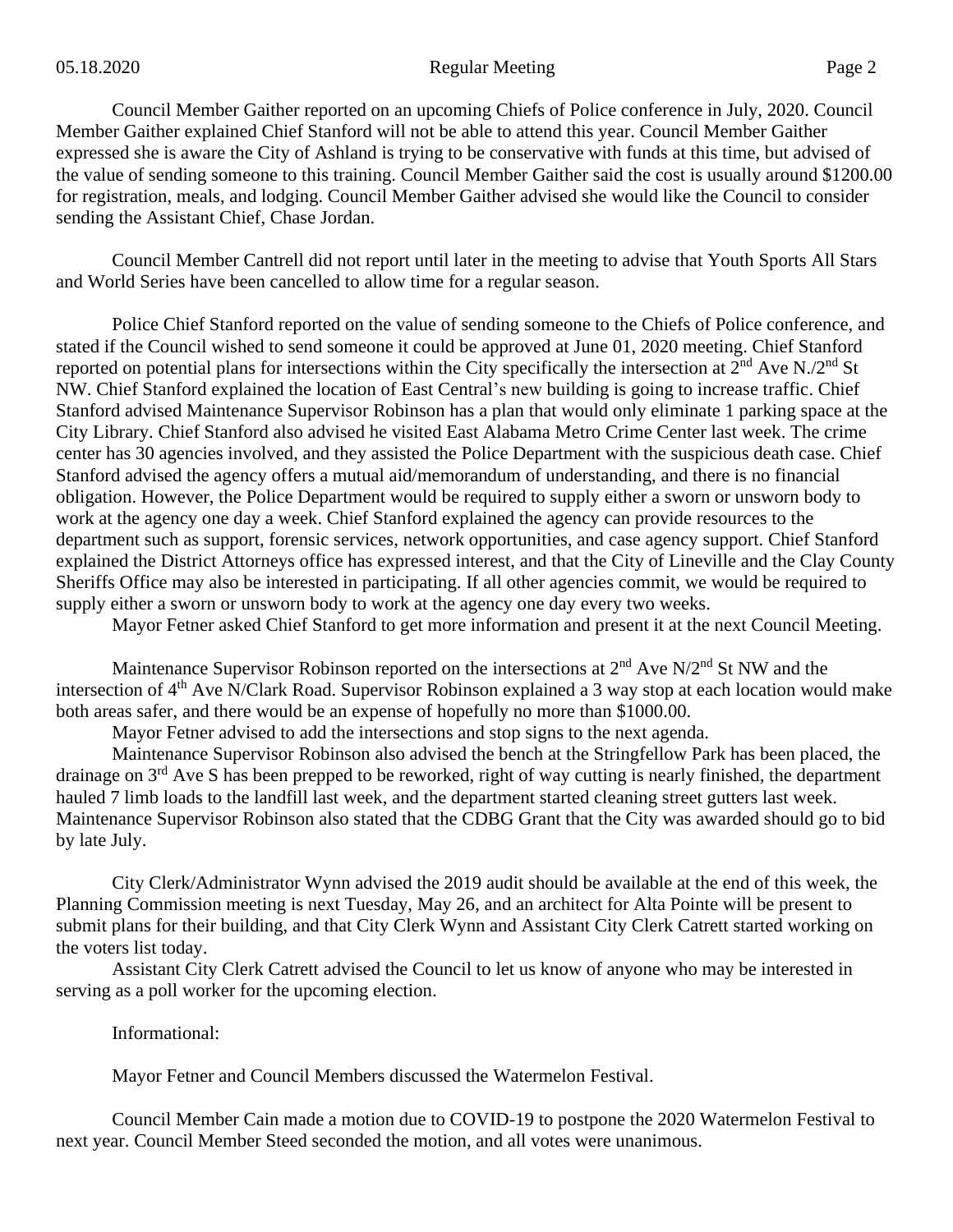Council Member Gaither reported on an upcoming Chiefs of Police conference in July, 2020. Council Member Gaither explained Chief Stanford will not be able to attend this year. Council Member Gaither expressed she is aware the City of Ashland is trying to be conservative with funds at this time, but advised of the value of sending someone to this training. Council Member Gaither said the cost is usually around $1200.00 for registration, meals, and lodging. Council Member Gaither advised she would like the Council to consider sending the Assistant Chief, Chase Jordan.

Council Member Cantrell did not report until later in the meeting to advise that Youth Sports All Stars and World Series have been cancelled to allow time for a regular season.

Police Chief Stanford reported on the value of sending someone to the Chiefs of Police conference, and stated if the Council wished to send someone it could be approved at June 01, 2020 meeting. Chief Stanford reported on potential plans for intersections within the City specifically the intersection at 2nd Ave N./2nd St NW. Chief Stanford explained the location of East Central's new building is going to increase traffic. Chief Stanford advised Maintenance Supervisor Robinson has a plan that would only eliminate 1 parking space at the City Library. Chief Stanford also advised he visited East Alabama Metro Crime Center last week. The crime center has 30 agencies involved, and they assisted the Police Department with the suspicious death case. Chief Stanford advised the agency offers a mutual aid/memorandum of understanding, and there is no financial obligation. However, the Police Department would be required to supply either a sworn or unsworn body to work at the agency one day a week. Chief Stanford explained the agency can provide resources to the department such as support, forensic services, network opportunities, and case agency support. Chief Stanford explained the District Attorneys office has expressed interest, and that the City of Lineville and the Clay County Sheriffs Office may also be interested in participating. If all other agencies commit, we would be required to supply either a sworn or unsworn body to work at the agency one day every two weeks.

Mayor Fetner asked Chief Stanford to get more information and present it at the next Council Meeting.

Maintenance Supervisor Robinson reported on the intersections at 2nd Ave N/2nd St NW and the intersection of 4th Ave N/Clark Road. Supervisor Robinson explained a 3 way stop at each location would make both areas safer, and there would be an expense of hopefully no more than $1000.00.

Mayor Fetner advised to add the intersections and stop signs to the next agenda.

Maintenance Supervisor Robinson also advised the bench at the Stringfellow Park has been placed, the drainage on 3rd Ave S has been prepped to be reworked, right of way cutting is nearly finished, the department hauled 7 limb loads to the landfill last week, and the department started cleaning street gutters last week. Maintenance Supervisor Robinson also stated that the CDBG Grant that the City was awarded should go to bid by late July.

City Clerk/Administrator Wynn advised the 2019 audit should be available at the end of this week, the Planning Commission meeting is next Tuesday, May 26, and an architect for Alta Pointe will be present to submit plans for their building, and that City Clerk Wynn and Assistant City Clerk Catrett started working on the voters list today.

Assistant City Clerk Catrett advised the Council to let us know of anyone who may be interested in serving as a poll worker for the upcoming election.

Informational:

Mayor Fetner and Council Members discussed the Watermelon Festival.

Council Member Cain made a motion due to COVID-19 to postpone the 2020 Watermelon Festival to next year. Council Member Steed seconded the motion, and all votes were unanimous.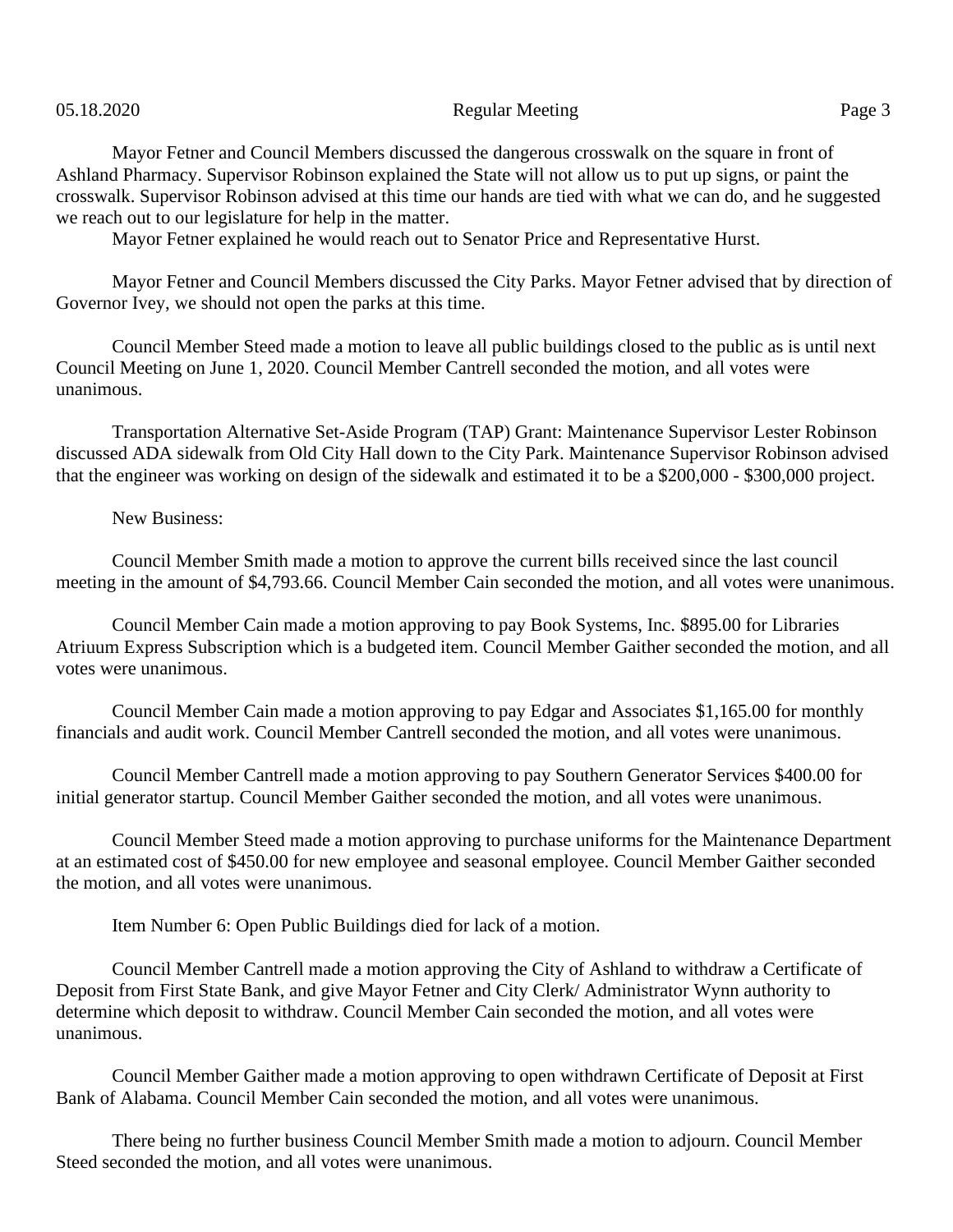Mayor Fetner and Council Members discussed the dangerous crosswalk on the square in front of Ashland Pharmacy. Supervisor Robinson explained the State will not allow us to put up signs, or paint the crosswalk. Supervisor Robinson advised at this time our hands are tied with what we can do, and he suggested we reach out to our legislature for help in the matter.

Mayor Fetner explained he would reach out to Senator Price and Representative Hurst.

Mayor Fetner and Council Members discussed the City Parks. Mayor Fetner advised that by direction of Governor Ivey, we should not open the parks at this time.

Council Member Steed made a motion to leave all public buildings closed to the public as is until next Council Meeting on June 1, 2020. Council Member Cantrell seconded the motion, and all votes were unanimous.

Transportation Alternative Set-Aside Program (TAP) Grant: Maintenance Supervisor Lester Robinson discussed ADA sidewalk from Old City Hall down to the City Park. Maintenance Supervisor Robinson advised that the engineer was working on design of the sidewalk and estimated it to be a $200,000 - $300,000 project.

New Business:

Council Member Smith made a motion to approve the current bills received since the last council meeting in the amount of $4,793.66. Council Member Cain seconded the motion, and all votes were unanimous.

Council Member Cain made a motion approving to pay Book Systems, Inc. $895.00 for Libraries Atriuum Express Subscription which is a budgeted item. Council Member Gaither seconded the motion, and all votes were unanimous.

Council Member Cain made a motion approving to pay Edgar and Associates $1,165.00 for monthly financials and audit work. Council Member Cantrell seconded the motion, and all votes were unanimous.

Council Member Cantrell made a motion approving to pay Southern Generator Services $400.00 for initial generator startup. Council Member Gaither seconded the motion, and all votes were unanimous.

Council Member Steed made a motion approving to purchase uniforms for the Maintenance Department at an estimated cost of $450.00 for new employee and seasonal employee. Council Member Gaither seconded the motion, and all votes were unanimous.

Item Number 6: Open Public Buildings died for lack of a motion.

Council Member Cantrell made a motion approving the City of Ashland to withdraw a Certificate of Deposit from First State Bank, and give Mayor Fetner and City Clerk/ Administrator Wynn authority to determine which deposit to withdraw. Council Member Cain seconded the motion, and all votes were unanimous.

Council Member Gaither made a motion approving to open withdrawn Certificate of Deposit at First Bank of Alabama. Council Member Cain seconded the motion, and all votes were unanimous.

There being no further business Council Member Smith made a motion to adjourn. Council Member Steed seconded the motion, and all votes were unanimous.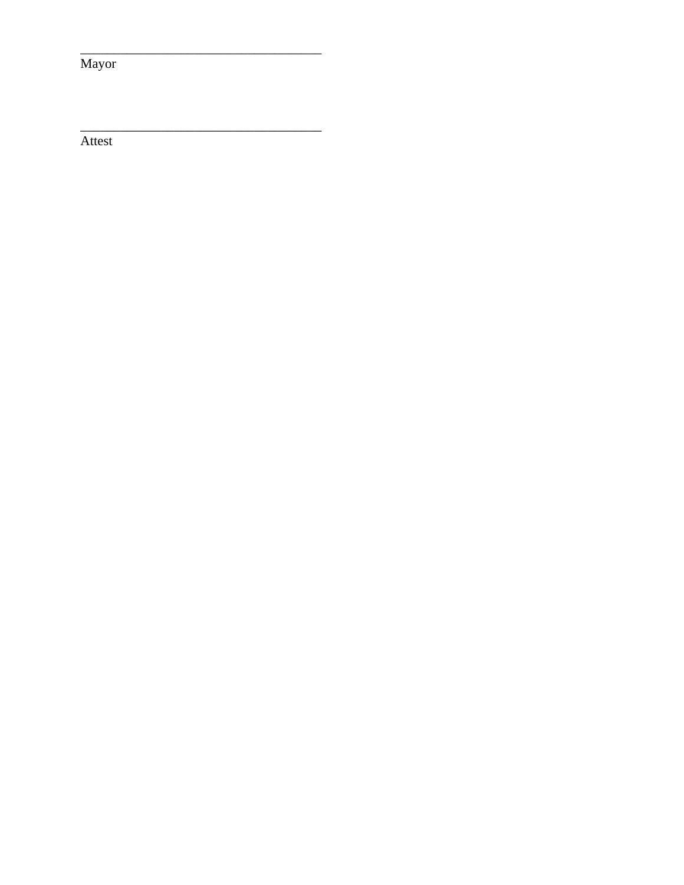___________________________________
Mayor

___________________________________
Attest